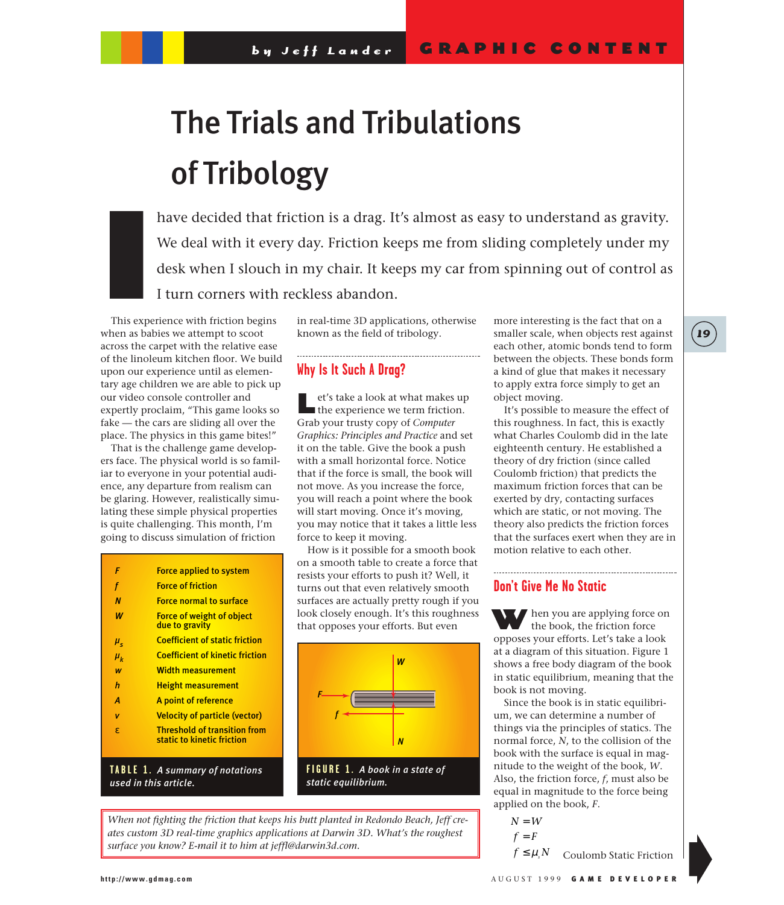# The Trials and Tribulations of Tribology

I have decided that friction is a drag. It's almost as easy to understand as gravity. We deal with it every day. Friction keeps me from sliding completely under my desk when I slouch in my chair. It keeps my car from spinning out of control as I turn corners with reckless abandon.

This experience with friction begins when as babies we attempt to scoot across the carpet with the relative ease of the linoleum kitchen floor. We build upon our experience until as elementary age children we are able to pick up our video console controller and expertly proclaim, "This game looks so fake — the cars are sliding all over the place. The physics in this game bites!"

That is the challenge game developers face. The physical world is so familiar to everyone in your potential audience, any departure from realism can be glaring. However, realistically simulating these simple physical properties is quite challenging. This month, I'm going to discuss simulation of friction in real-time 3D applications, otherwise known as the field of tribology.

| | |
|---|---|
| $F$ | Force applied to system |
| $f$ | Force of friction |
| $N$ | Force normal to surface |
| $W$ | Force of weight of object due to gravity |
| $\mu_s$ | Coefficient of static friction |
| $\mu_k$ | Coefficient of kinetic friction |
| $w$ | Width measurement |
| $h$ | Height measurement |
| $A$ | A point of reference |
| $v$ | Velocity of particle (vector) |
| $\varepsilon$ | Threshold of transition from static to kinetic friction |

**TABLE 1.** *A summary of notations used in this article.*

## Why Is It Such A Drag?

Let's take a look at what makes up the experience we term friction. Grab your trusty copy of *Computer Graphics: Principles and Practice* and set it on the table. Give the book a push with a small horizontal force. Notice that if the force is small, the book will not move. As you increase the force, you will reach a point where the book will start moving. Once it's moving, you may notice that it takes a little less force to keep it moving.

How is it possible for a smooth book on a smooth table to create a force that resists your efforts to push it? Well, it turns out that even relatively smooth surfaces are actually pretty rough if you look closely enough. It's this roughness that opposes your efforts. But even more interesting is the fact that on a smaller scale, when objects rest against each other, atomic bonds tend to form between the objects. These bonds form a kind of glue that makes it necessary to apply extra force simply to get an object moving.

**FIGURE 1.** *A book in a state of static equilibrium.*

It's possible to measure the effect of this roughness. In fact, this is exactly what Charles Coulomb did in the late eighteenth century. He established a theory of dry friction (since called Coulomb friction) that predicts the maximum friction forces that can be exerted by dry, contacting surfaces which are static, or not moving. The theory also predicts the friction forces that the surfaces exert when they are in motion relative to each other.

## Don't Give Me No Static

When you are applying force on the book, the friction force opposes your efforts. Let's take a look at a diagram of this situation. Figure 1 shows a free body diagram of the book in static equilibrium, meaning that the book is not moving.

Since the book is in static equilibrium, we can determine a number of things via the principles of statics. The normal force, $N$, to the collision of the book with the surface is equal in magnitude to the weight of the book, $W$. Also, the friction force, $f$, must also be equal in magnitude to the force being applied on the book, $F$.

$$N = W$$
$$f = F$$
$$f \leq \mu_s N \quad \text{Coulomb Static Friction}$$

*When not fighting the friction that keeps his butt planted in Redondo Beach, Jeff creates custom 3D real-time graphics applications at Darwin 3D. What's the roughest surface you know? E-mail it to him at jeffl@darwin3d.com.*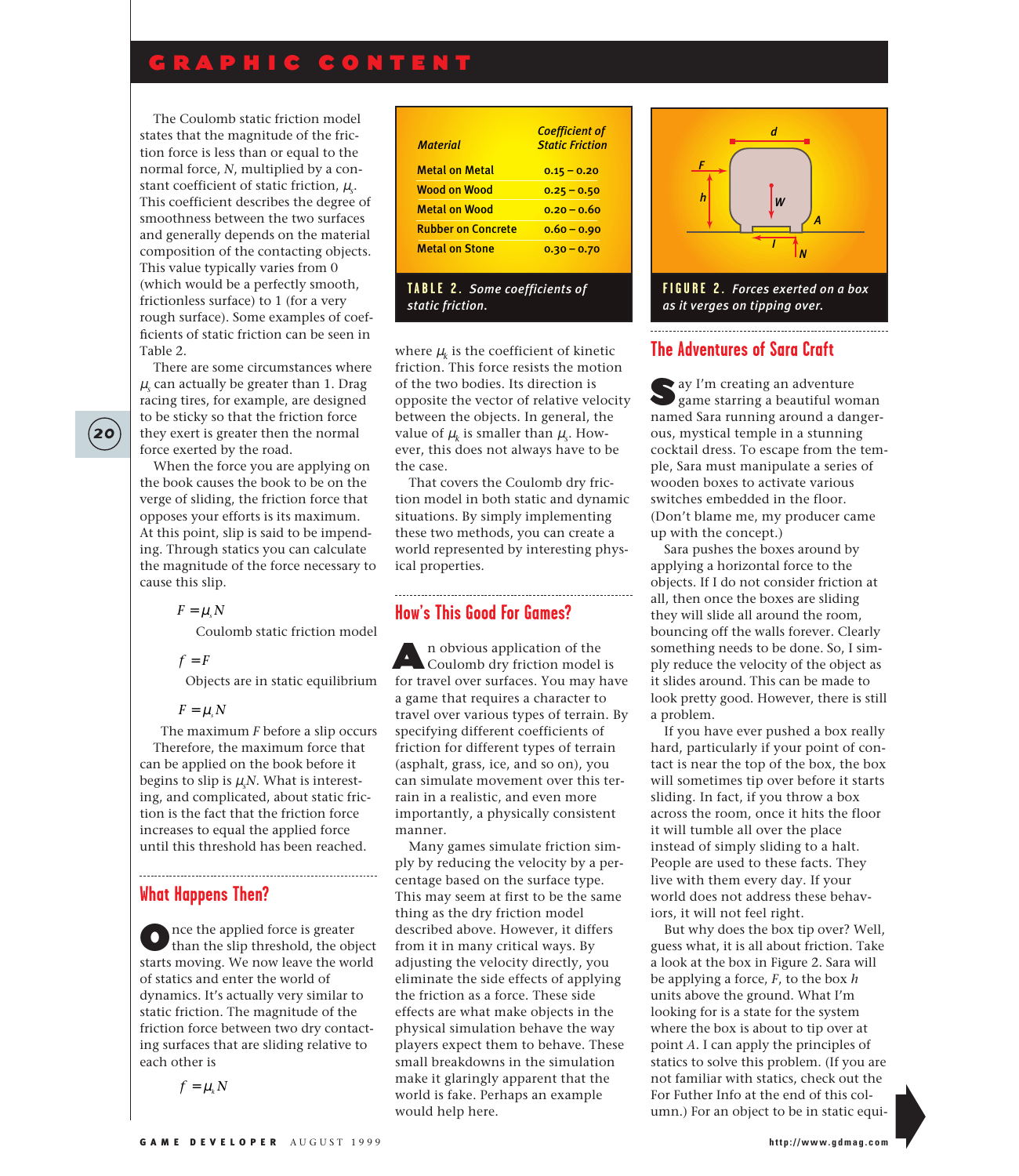The Coulomb static friction model states that the magnitude of the friction force is less than or equal to the normal force, $N$, multiplied by a constant coefficient of static friction, $\mu_s$. This coefficient describes the degree of smoothness between the two surfaces and generally depends on the material composition of the contacting objects. This value typically varies from 0 (which would be a perfectly smooth, frictionless surface) to 1 (for a very rough surface). Some examples of coefficients of static friction can be seen in Table 2.

There are some circumstances where $\mu_s$ can actually be greater than 1. Drag racing tires, for example, are designed to be sticky so that the friction force they exert is greater then the normal force exerted by the road.

When the force you are applying on the book causes the book to be on the verge of sliding, the friction force that opposes your efforts is its maximum. At this point, slip is said to be impending. Through statics you can calculate the magnitude of the force necessary to cause this slip.

$$F = \mu_s N$$

Coulomb static friction model

$$f = F$$

Objects are in static equilibrium

$$F = \mu_s N$$

The maximum $F$ before a slip occurs

Therefore, the maximum force that can be applied on the book before it begins to slip is $\mu_s N$. What is interesting, and complicated, about static friction is the fact that the friction force increases to equal the applied force until this threshold has been reached.

## What Happens Then?

Once the applied force is greater than the slip threshold, the object starts moving. We now leave the world of statics and enter the world of dynamics. It's actually very similar to static friction. The magnitude of the friction force between two dry contacting surfaces that are sliding relative to each other is

$$f = \mu_k N$$

where $\mu_k$ is the coefficient of kinetic friction. This force resists the motion of the two bodies. Its direction is opposite the vector of relative velocity between the objects. In general, the value of $\mu_k$ is smaller than $\mu_s$. However, this does not always have to be the case.

That covers the Coulomb dry friction model in both static and dynamic situations. By simply implementing these two methods, you can create a world represented by interesting physical properties.

| *Material* | *Coefficient of Static Friction* |
|---|---|
| Metal on Metal | 0.15 – 0.20 |
| Wood on Wood | 0.25 – 0.50 |
| Metal on Wood | 0.20 – 0.60 |
| Rubber on Concrete | 0.60 – 0.90 |
| Metal on Stone | 0.30 – 0.70 |

**TABLE 2.** *Some coefficients of static friction.*

## How's This Good For Games?

An obvious application of the Coulomb dry friction model is for travel over surfaces. You may have a game that requires a character to travel over various types of terrain. By specifying different coefficients of friction for different types of terrain (asphalt, grass, ice, and so on), you can simulate movement over this terrain in a realistic, and even more importantly, a physically consistent manner.

Many games simulate friction simply by reducing the velocity by a percentage based on the surface type. This may seem at first to be the same thing as the dry friction model described above. However, it differs from it in many critical ways. By adjusting the velocity directly, you eliminate the side effects of applying the friction as a force. These side effects are what make objects in the physical simulation behave the way players expect them to behave. These small breakdowns in the simulation make it glaringly apparent that the world is fake. Perhaps an example would help here.

**FIGURE 2.** *Forces exerted on a box as it verges on tipping over.*

## The Adventures of Sara Craft

Say I'm creating an adventure game starring a beautiful woman named Sara running around a dangerous, mystical temple in a stunning cocktail dress. To escape from the temple, Sara must manipulate a series of wooden boxes to activate various switches embedded in the floor. (Don't blame me, my producer came up with the concept.)

Sara pushes the boxes around by applying a horizontal force to the objects. If I do not consider friction at all, then once the boxes are sliding they will slide all around the room, bouncing off the walls forever. Clearly something needs to be done. So, I simply reduce the velocity of the object as it slides around. This can be made to look pretty good. However, there is still a problem.

If you have ever pushed a box really hard, particularly if your point of contact is near the top of the box, the box will sometimes tip over before it starts sliding. In fact, if you throw a box across the room, once it hits the floor it will tumble all over the place instead of simply sliding to a halt. People are used to these facts. They live with them every day. If your world does not address these behaviors, it will not feel right.

But why does the box tip over? Well, guess what, it is all about friction. Take a look at the box in Figure 2. Sara will be applying a force, $F$, to the box $h$ units above the ground. What I'm looking for is a state for the system where the box is about to tip over at point $A$. I can apply the principles of statics to solve this problem. (If you are not familiar with statics, check out the For Futher Info at the end of this column.) For an object to be in static equi-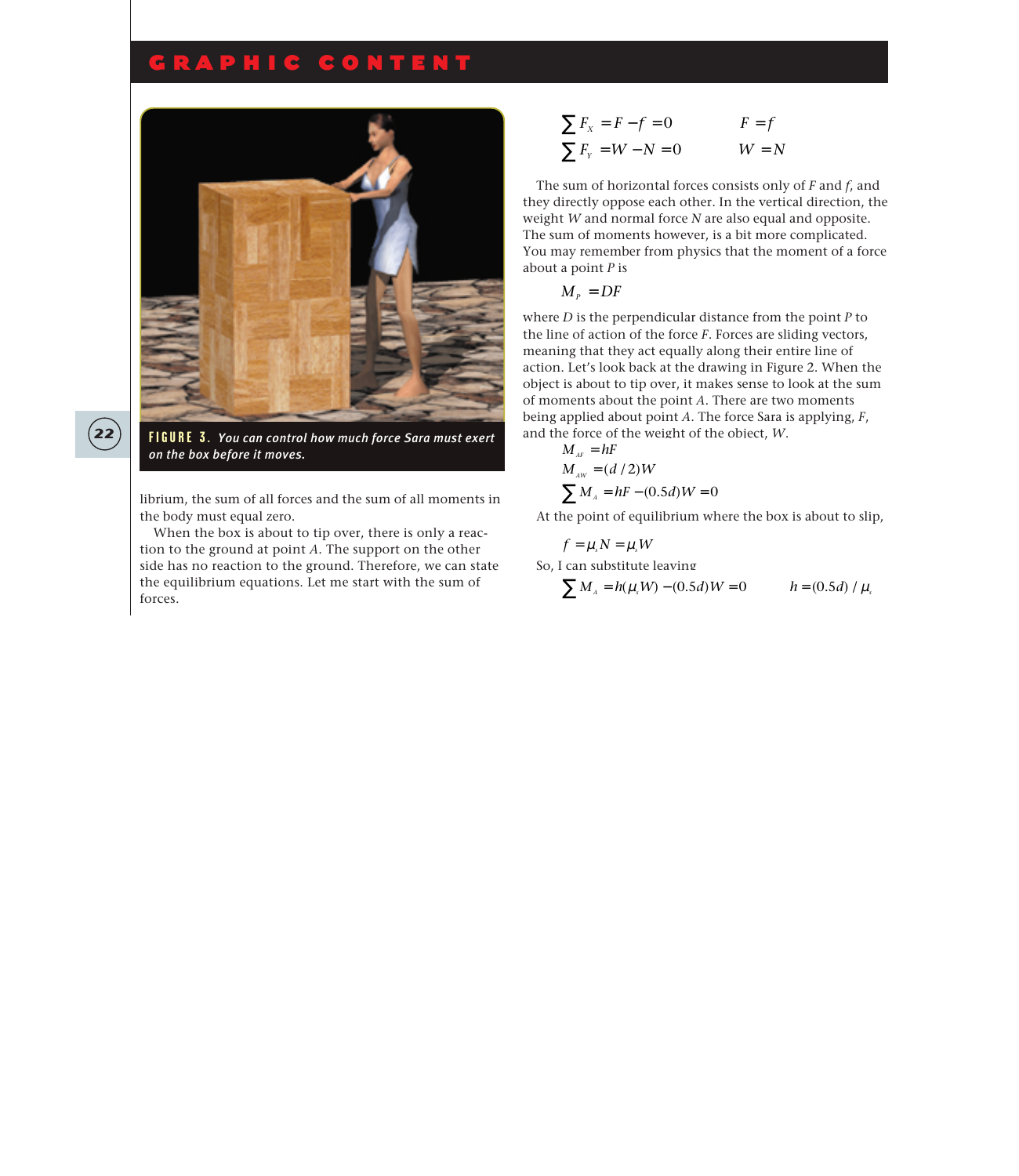FIGURE 3. *You can control how much force Sara must exert on the box before it moves.*

librium, the sum of all forces and the sum of all moments in the body must equal zero.

When the box is about to tip over, there is only a reaction to the ground at point $A$. The support on the other side has no reaction to the ground. Therefore, we can state the equilibrium equations. Let me start with the sum of forces.

$$\sum F_X = F - f = 0 \qquad F = f$$

$$\sum F_Y = W - N = 0 \qquad W = N$$

The sum of horizontal forces consists only of $F$ and $f$, and they directly oppose each other. In the vertical direction, the weight $W$ and normal force $N$ are also equal and opposite. The sum of moments however, is a bit more complicated. You may remember from physics that the moment of a force about a point $P$ is

$$M_P = DF$$

where $D$ is the perpendicular distance from the point $P$ to the line of action of the force $F$. Forces are sliding vectors, meaning that they act equally along their entire line of action. Let's look back at the drawing in Figure 2. When the object is about to tip over, it makes sense to look at the sum of moments about the point $A$. There are two moments being applied about point $A$. The force Sara is applying, $F$, and the force of the weight of the object, $W$.

$$M_{AF} = hF$$

$$M_{AW} = (d/2)W$$

$$\sum M_A = hF - (0.5d)W = 0$$

At the point of equilibrium where the box is about to slip,

$$f = \mu_s N = \mu_s W$$

So, I can substitute leaving

$$\sum M_A = h(\mu_s W) - (0.5d)W = 0 \qquad h = (0.5d) / \mu_s$$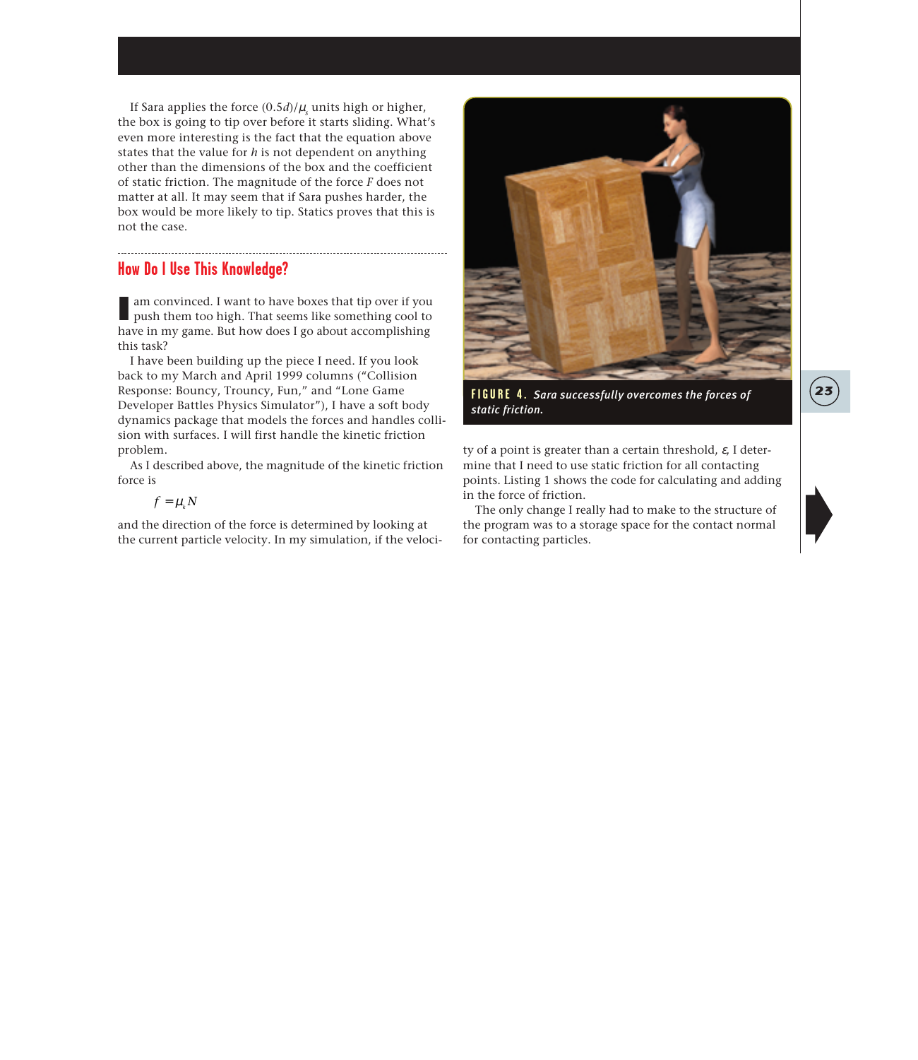If Sara applies the force $(0.5d)/\mu_s$ units high or higher, the box is going to tip over before it starts sliding. What's even more interesting is the fact that the equation above states that the value for $h$ is not dependent on anything other than the dimensions of the box and the coefficient of static friction. The magnitude of the force $F$ does not matter at all. It may seem that if Sara pushes harder, the box would be more likely to tip. Statics proves that this is not the case.

## How Do I Use This Knowledge?

I am convinced. I want to have boxes that tip over if you push them too high. That seems like something cool to have in my game. But how does I go about accomplishing this task?

I have been building up the piece I need. If you look back to my March and April 1999 columns ("Collision Response: Bouncy, Trouncy, Fun," and "Lone Game Developer Battles Physics Simulator"), I have a soft body dynamics package that models the forces and handles collision with surfaces. I will first handle the kinetic friction problem.

As I described above, the magnitude of the kinetic friction force is

$$f = \mu_k N$$

and the direction of the force is determined by looking at the current particle velocity. In my simulation, if the velocity of a point is greater than a certain threshold, $\varepsilon$, I determine that I need to use static friction for all contacting points. Listing 1 shows the code for calculating and adding in the force of friction.

The only change I really had to make to the structure of the program was to a storage space for the contact normal for contacting particles.

**FIGURE 4.** *Sara successfully overcomes the forces of static friction.*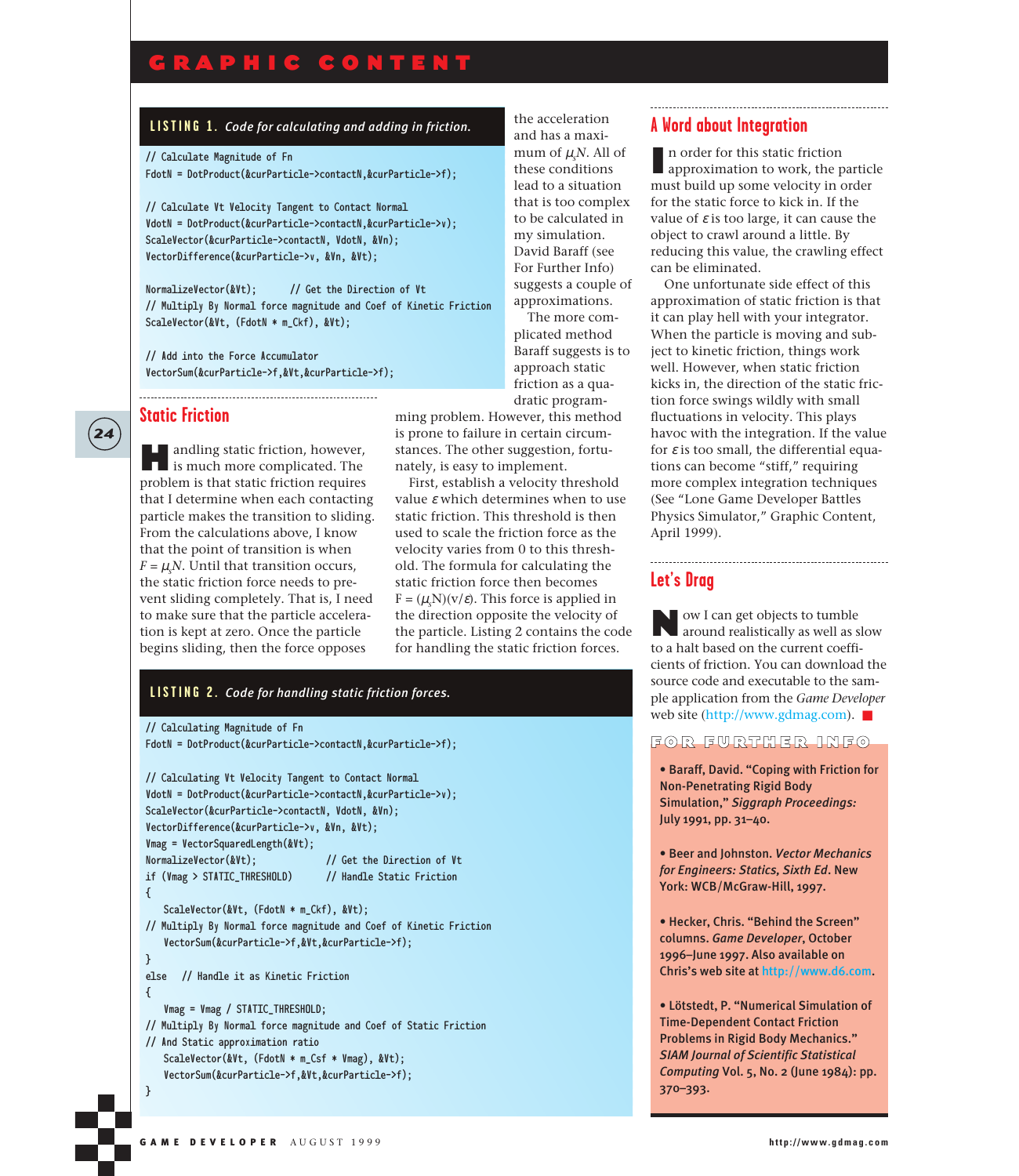**LISTING 1.** *Code for calculating and adding in friction.*

```
// Calculate Magnitude of Fn
FdotN = DotProduct(&curParticle->contactN,&curParticle->f);

// Calculate Vt Velocity Tangent to Contact Normal
VdotN = DotProduct(&curParticle->contactN,&curParticle->v);
ScaleVector(&curParticle->contactN, VdotN, &Vn);
VectorDifference(&curParticle->v, &Vn, &Vt);

NormalizeVector(&Vt);      // Get the Direction of Vt
// Multiply By Normal force magnitude and Coef of Kinetic Friction
ScaleVector(&Vt, (FdotN * m_Ckf), &Vt);

// Add into the Force Accumulator
VectorSum(&curParticle->f,&Vt,&curParticle->f);
```

the acceleration and has a maximum of $\mu_s N$. All of these conditions lead to a situation that is too complex to be calculated in my simulation. David Baraff (see For Further Info) suggests a couple of approximations.

The more complicated method Baraff suggests is to approach static friction as a quadratic programming problem. However, this method is prone to failure in certain circumstances. The other suggestion, fortunately, is easy to implement.

First, establish a velocity threshold value $\varepsilon$ which determines when to use static friction. This threshold is then used to scale the friction force as the velocity varies from 0 to this threshold. The formula for calculating the static friction force then becomes $F = (\mu_s N)(v/\varepsilon)$. This force is applied in the direction opposite the velocity of the particle. Listing 2 contains the code for handling the static friction forces.

## Static Friction

Handling static friction, however, is much more complicated. The problem is that static friction requires that I determine when each contacting particle makes the transition to sliding. From the calculations above, I know that the point of transition is when $F = \mu_s N$. Until that transition occurs, the static friction force needs to prevent sliding completely. That is, I need to make sure that the particle acceleration is kept at zero. Once the particle begins sliding, then the force opposes

**LISTING 2.** *Code for handling static friction forces.*

```
// Calculating Magnitude of Fn
FdotN = DotProduct(&curParticle->contactN,&curParticle->f);

// Calculating Vt Velocity Tangent to Contact Normal
VdotN = DotProduct(&curParticle->contactN,&curParticle->v);
ScaleVector(&curParticle->contactN, VdotN, &Vn);
VectorDifference(&curParticle->v, &Vn, &Vt);
Vmag = VectorSquaredLength(&Vt);
NormalizeVector(&Vt);              // Get the Direction of Vt
if (Vmag > STATIC_THRESHOLD)       // Handle Static Friction
{
   ScaleVector(&Vt, (FdotN * m_Ckf), &Vt);
// Multiply By Normal force magnitude and Coef of Kinetic Friction
   VectorSum(&curParticle->f,&Vt,&curParticle->f);
}
else   // Handle it as Kinetic Friction
{
   Vmag = Vmag / STATIC_THRESHOLD;
// Multiply By Normal force magnitude and Coef of Static Friction
// And Static approximation ratio
   ScaleVector(&Vt, (FdotN * m_Csf * Vmag), &Vt);
   VectorSum(&curParticle->f,&Vt,&curParticle->f);
}
```

## A Word about Integration

In order for this static friction approximation to work, the particle must build up some velocity in order for the static force to kick in. If the value of $\varepsilon$ is too large, it can cause the object to crawl around a little. By reducing this value, the crawling effect can be eliminated.

One unfortunate side effect of this approximation of static friction is that it can play hell with your integrator. When the particle is moving and subject to kinetic friction, things work well. However, when static friction kicks in, the direction of the static friction force swings wildly with small fluctuations in velocity. This plays havoc with the integration. If the value for $\varepsilon$ is too small, the differential equations can become "stiff," requiring more complex integration techniques (See "Lone Game Developer Battles Physics Simulator," Graphic Content, April 1999).

## Let's Drag

Now I can get objects to tumble around realistically as well as slow to a halt based on the current coefficients of friction. You can download the source code and executable to the sample application from the *Game Developer* web site (http://www.gdmag.com). ■

### FOR FURTHER INFO

- Baraff, David. "Coping with Friction for Non-Penetrating Rigid Body Simulation," *Siggraph Proceedings:* July 1991, pp. 31–40.
- Beer and Johnston. *Vector Mechanics for Engineers: Statics, Sixth Ed*. New York: WCB/McGraw-Hill, 1997.
- Hecker, Chris. "Behind the Screen" columns. *Game Developer*, October 1996–June 1997. Also available on Chris's web site at http://www.d6.com.
- Lötstedt, P. "Numerical Simulation of Time-Dependent Contact Friction Problems in Rigid Body Mechanics." *SIAM Journal of Scientific Statistical Computing* Vol. 5, No. 2 (June 1984): pp. 370–393.